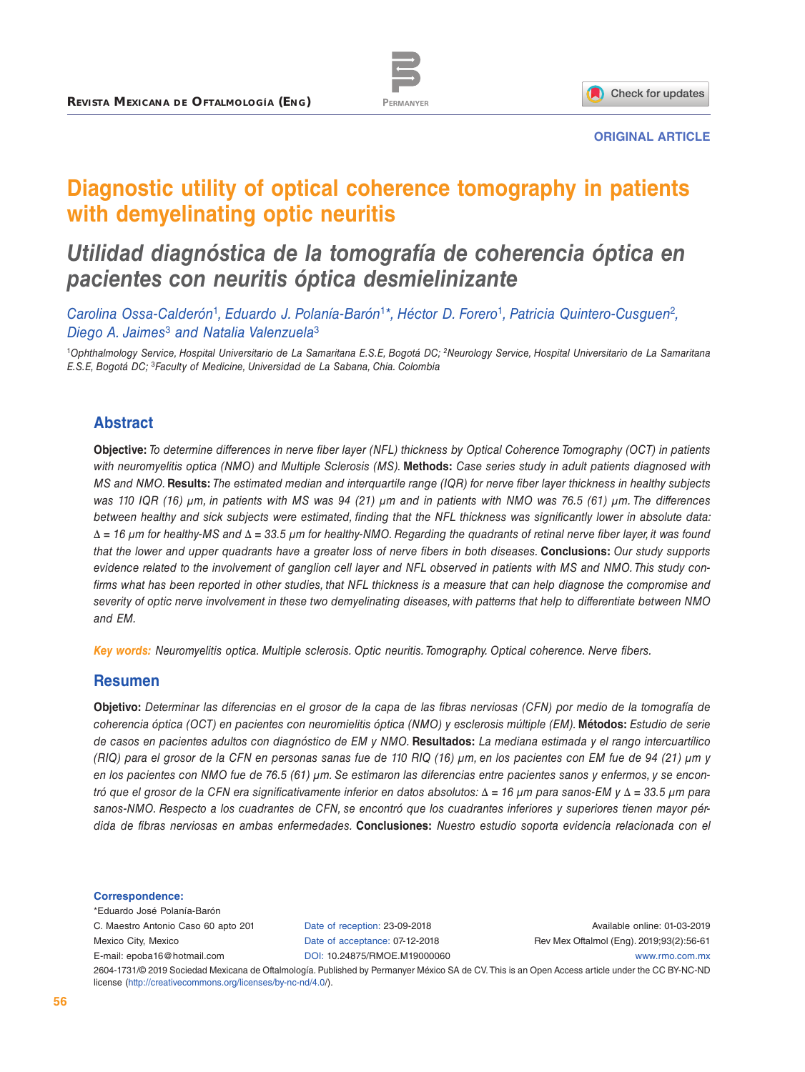ORIGINAL ARTICLE

# Diagnostic utility of optical coherence tomography in patients with demyelinating optic neuritis

# *Utilidad diagnóstica de la tomografía de coherencia óptica en pacientes con neuritis óptica desmielinizante*

*Carolina Ossa-Calderón[1], Eduardo J. Polanía-Barón[1]*, Héctor D. Forero[1], Patricia Quintero-Cusguen[2], Diego A. Jaimes[3] and Natalia Valenzuela[3]*

[1]*Ophthalmology Service, Hospital Universitario de La Samaritana E.S.E, Bogotá DC;* [2]*Neurology Service, Hospital Universitario de La Samaritana E.S.E, Bogotá DC;* [3]*Faculty of Medicine, Universidad de La Sabana, Chia. Colombia*

## Abstract

**Objective:** *To determine differences in nerve fiber layer (NFL) thickness by Optical Coherence Tomography (OCT) in patients with neuromyelitis optica (NMO) and Multiple Sclerosis (MS).* **Methods:** *Case series study in adult patients diagnosed with MS and NMO.* **Results:** *The estimated median and interquartile range (IQR) for nerve fiber layer thickness in healthy subjects was 110 IQR (16) µm, in patients with MS was 94 (21) µm and in patients with NMO was 76.5 (61) µm. The differences between healthy and sick subjects were estimated, finding that the NFL thickness was significantly lower in absolute data: Δ = 16 µm for healthy-MS and Δ = 33.5 µm for healthy-NMO. Regarding the quadrants of retinal nerve fiber layer, it was found that the lower and upper quadrants have a greater loss of nerve fibers in both diseases.* **Conclusions:** *Our study supports evidence related to the involvement of ganglion cell layer and NFL observed in patients with MS and NMO. This study confirms what has been reported in other studies, that NFL thickness is a measure that can help diagnose the compromise and severity of optic nerve involvement in these two demyelinating diseases, with patterns that help to differentiate between NMO and EM.*

**Key words:** *Neuromyelitis optica. Multiple sclerosis. Optic neuritis. Tomography. Optical coherence. Nerve fibers.*

## Resumen

**Objetivo:** *Determinar las diferencias en el grosor de la capa de las fibras nerviosas (CFN) por medio de la tomografía de coherencia óptica (OCT) en pacientes con neuromielitis óptica (NMO) y esclerosis múltiple (EM).* **Métodos:** *Estudio de serie de casos en pacientes adultos con diagnóstico de EM y NMO.* **Resultados:** *La mediana estimada y el rango intercuartílico (RIQ) para el grosor de la CFN en personas sanas fue de 110 RIQ (16) µm, en los pacientes con EM fue de 94 (21) µm y en los pacientes con NMO fue de 76.5 (61) µm. Se estimaron las diferencias entre pacientes sanos y enfermos, y se encontró que el grosor de la CFN era significativamente inferior en datos absolutos: Δ = 16 µm para sanos-EM y Δ = 33.5 µm para sanos-NMO. Respecto a los cuadrantes de CFN, se encontró que los cuadrantes inferiores y superiores tienen mayor pérdida de fibras nerviosas en ambas enfermedades.* **Conclusiones:** *Nuestro estudio soporta evidencia relacionada con el*

**Correspondence:**
*Eduardo José Polanía-Barón
C. Maestro Antonio Caso 60 apto 201
Mexico City, Mexico
E-mail: epoba16@hotmail.com

Date of reception: 23-09-2018
Date of acceptance: 07-12-2018
DOI: 10.24875/RMOE.M19000060

Available online: 01-03-2019
Rev Mex Oftalmol (Eng). 2019;93(2):56-61
www.rmo.com.mx

2604-1731/© 2019 Sociedad Mexicana de Oftalmología. Published by Permanyer México SA de CV. This is an Open Access article under the CC BY-NC-ND license (http://creativecommons.org/licenses/by-nc-nd/4.0/).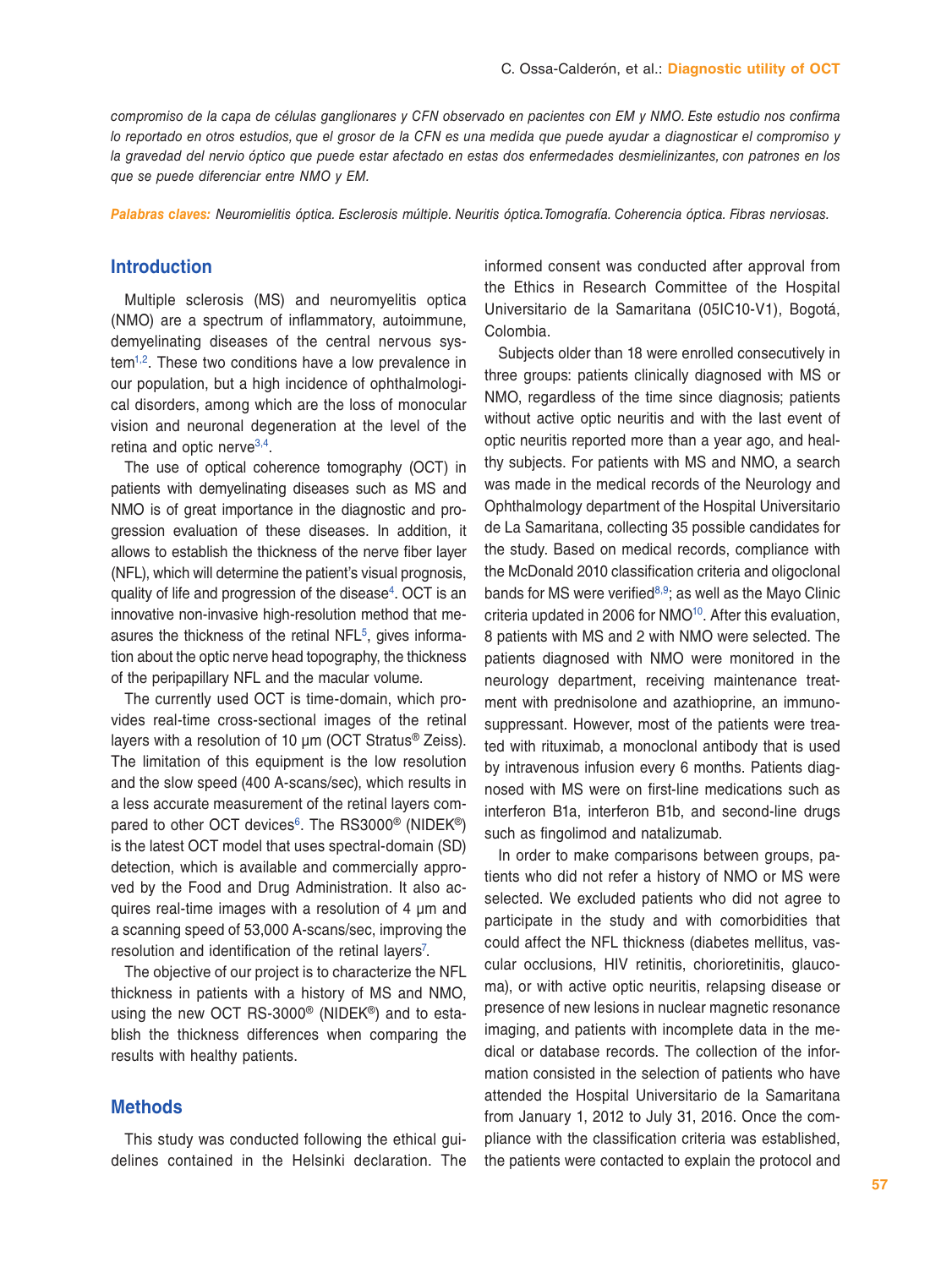*compromiso de la capa de células ganglionares y CFN observado en pacientes con EM y NMO. Este estudio nos confirma lo reportado en otros estudios, que el grosor de la CFN es una medida que puede ayudar a diagnosticar el compromiso y la gravedad del nervio óptico que puede estar afectado en estas dos enfermedades desmielinizantes, con patrones en los que se puede diferenciar entre NMO y EM.*

***Palabras claves:*** *Neuromielitis óptica. Esclerosis múltiple. Neuritis óptica.Tomografía. Coherencia óptica. Fibras nerviosas.*

## Introduction

Multiple sclerosis (MS) and neuromyelitis optica (NMO) are a spectrum of inflammatory, autoimmune, demyelinating diseases of the central nervous system[1,2]. These two conditions have a low prevalence in our population, but a high incidence of ophthalmological disorders, among which are the loss of monocular vision and neuronal degeneration at the level of the retina and optic nerve[3,4].

The use of optical coherence tomography (OCT) in patients with demyelinating diseases such as MS and NMO is of great importance in the diagnostic and progression evaluation of these diseases. In addition, it allows to establish the thickness of the nerve fiber layer (NFL), which will determine the patient's visual prognosis, quality of life and progression of the disease[4]. OCT is an innovative non-invasive high-resolution method that measures the thickness of the retinal NFL[5], gives information about the optic nerve head topography, the thickness of the peripapillary NFL and the macular volume.

The currently used OCT is time-domain, which provides real-time cross-sectional images of the retinal layers with a resolution of 10 µm (OCT Stratus® Zeiss). The limitation of this equipment is the low resolution and the slow speed (400 A-scans/sec), which results in a less accurate measurement of the retinal layers compared to other OCT devices[6]. The RS3000® (NIDEK®) is the latest OCT model that uses spectral-domain (SD) detection, which is available and commercially approved by the Food and Drug Administration. It also acquires real-time images with a resolution of 4 µm and a scanning speed of 53,000 A-scans/sec, improving the resolution and identification of the retinal layers[7].

The objective of our project is to characterize the NFL thickness in patients with a history of MS and NMO, using the new OCT RS-3000® (NIDEK®) and to establish the thickness differences when comparing the results with healthy patients.

## Methods

This study was conducted following the ethical guidelines contained in the Helsinki declaration. The informed consent was conducted after approval from the Ethics in Research Committee of the Hospital Universitario de la Samaritana (05IC10-V1), Bogotá, Colombia.

Subjects older than 18 were enrolled consecutively in three groups: patients clinically diagnosed with MS or NMO, regardless of the time since diagnosis; patients without active optic neuritis and with the last event of optic neuritis reported more than a year ago, and healthy subjects. For patients with MS and NMO, a search was made in the medical records of the Neurology and Ophthalmology department of the Hospital Universitario de La Samaritana, collecting 35 possible candidates for the study. Based on medical records, compliance with the McDonald 2010 classification criteria and oligoclonal bands for MS were verified[8,9]; as well as the Mayo Clinic criteria updated in 2006 for NMO[10]. After this evaluation, 8 patients with MS and 2 with NMO were selected. The patients diagnosed with NMO were monitored in the neurology department, receiving maintenance treatment with prednisolone and azathioprine, an immunosuppressant. However, most of the patients were treated with rituximab, a monoclonal antibody that is used by intravenous infusion every 6 months. Patients diagnosed with MS were on first-line medications such as interferon B1a, interferon B1b, and second-line drugs such as fingolimod and natalizumab.

In order to make comparisons between groups, patients who did not refer a history of NMO or MS were selected. We excluded patients who did not agree to participate in the study and with comorbidities that could affect the NFL thickness (diabetes mellitus, vascular occlusions, HIV retinitis, chorioretinitis, glaucoma), or with active optic neuritis, relapsing disease or presence of new lesions in nuclear magnetic resonance imaging, and patients with incomplete data in the medical or database records. The collection of the information consisted in the selection of patients who have attended the Hospital Universitario de la Samaritana from January 1, 2012 to July 31, 2016. Once the compliance with the classification criteria was established, the patients were contacted to explain the protocol and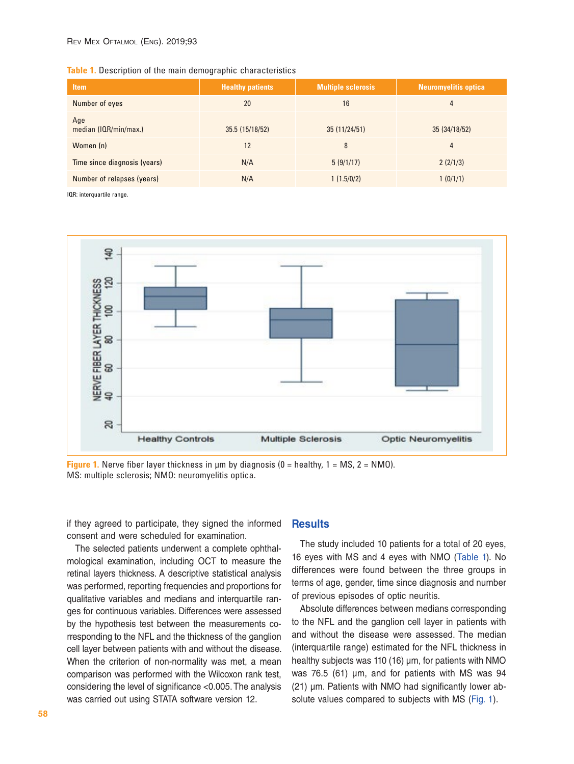Table 1. Description of the main demographic characteristics

| Item | Healthy patients | Multiple sclerosis | Neuromyelitis optica |
|---|---|---|---|
| Number of eyes | 20 | 16 | 4 |
| Age median (IQR/min/max.) | 35.5 (15/18/52) | 35 (11/24/51) | 35 (34/18/52) |
| Women (n) | 12 | 8 | 4 |
| Time since diagnosis (years) | N/A | 5 (9/1/17) | 2 (2/1/3) |
| Number of relapses (years) | N/A | 1 (1.5/0/2) | 1 (0/1/1) |

IQR: interquartile range.

Figure 1. Nerve fiber layer thickness in µm by diagnosis (0 = healthy, 1 = MS, 2 = NMO). MS: multiple sclerosis; NMO: neuromyelitis optica.

if they agreed to participate, they signed the informed consent and were scheduled for examination.

The selected patients underwent a complete ophthalmological examination, including OCT to measure the retinal layers thickness. A descriptive statistical analysis was performed, reporting frequencies and proportions for qualitative variables and medians and interquartile ranges for continuous variables. Differences were assessed by the hypothesis test between the measurements corresponding to the NFL and the thickness of the ganglion cell layer between patients with and without the disease. When the criterion of non-normality was met, a mean comparison was performed with the Wilcoxon rank test, considering the level of significance <0.005. The analysis was carried out using STATA software version 12.

## Results

The study included 10 patients for a total of 20 eyes, 16 eyes with MS and 4 eyes with NMO (Table 1). No differences were found between the three groups in terms of age, gender, time since diagnosis and number of previous episodes of optic neuritis.

Absolute differences between medians corresponding to the NFL and the ganglion cell layer in patients with and without the disease were assessed. The median (interquartile range) estimated for the NFL thickness in healthy subjects was 110 (16) µm, for patients with NMO was 76.5 (61) µm, and for patients with MS was 94 (21) µm. Patients with NMO had significantly lower absolute values compared to subjects with MS (Fig. 1).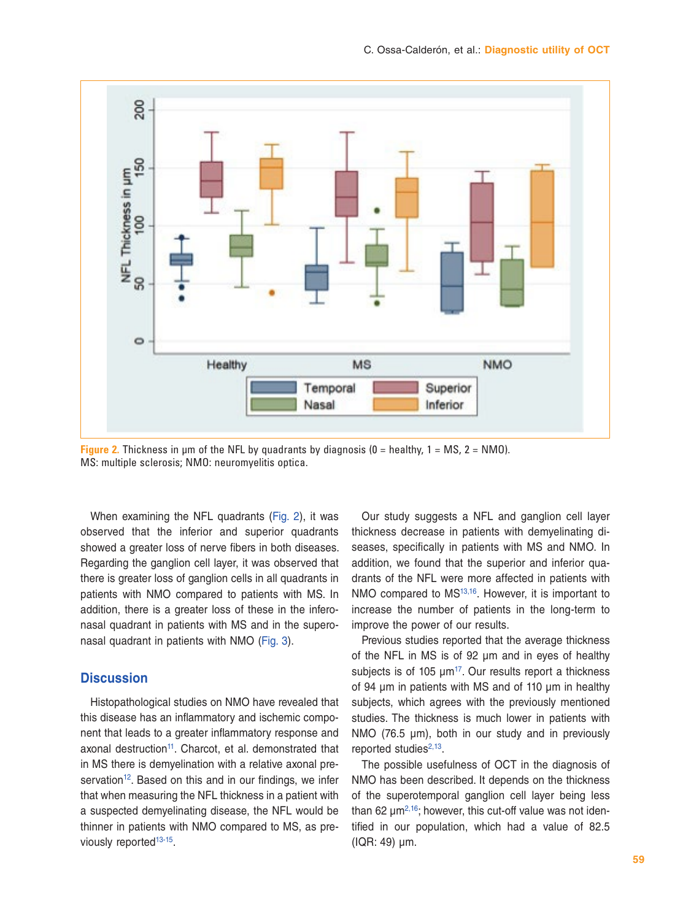Figure 2. Thickness in μm of the NFL by quadrants by diagnosis (0 = healthy, 1 = MS, 2 = NMO). MS: multiple sclerosis; NMO: neuromyelitis optica.

When examining the NFL quadrants (Fig. 2), it was observed that the inferior and superior quadrants showed a greater loss of nerve fibers in both diseases. Regarding the ganglion cell layer, it was observed that there is greater loss of ganglion cells in all quadrants in patients with NMO compared to patients with MS. In addition, there is a greater loss of these in the inferonasal quadrant in patients with MS and in the superonasal quadrant in patients with NMO (Fig. 3).

## Discussion

Histopathological studies on NMO have revealed that this disease has an inflammatory and ischemic component that leads to a greater inflammatory response and axonal destruction[11]. Charcot, et al. demonstrated that in MS there is demyelination with a relative axonal preservation[12]. Based on this and in our findings, we infer that when measuring the NFL thickness in a patient with a suspected demyelinating disease, the NFL would be thinner in patients with NMO compared to MS, as previously reported[13-15].

Our study suggests a NFL and ganglion cell layer thickness decrease in patients with demyelinating diseases, specifically in patients with MS and NMO. In addition, we found that the superior and inferior quadrants of the NFL were more affected in patients with NMO compared to MS[13,16]. However, it is important to increase the number of patients in the long-term to improve the power of our results.

Previous studies reported that the average thickness of the NFL in MS is of 92 μm and in eyes of healthy subjects is of 105 μm[17]. Our results report a thickness of 94 μm in patients with MS and of 110 μm in healthy subjects, which agrees with the previously mentioned studies. The thickness is much lower in patients with NMO (76.5 μm), both in our study and in previously reported studies[2,13].

The possible usefulness of OCT in the diagnosis of NMO has been described. It depends on the thickness of the superotemporal ganglion cell layer being less than 62 μm[2,16]; however, this cut-off value was not identified in our population, which had a value of 82.5 (IQR: 49) μm.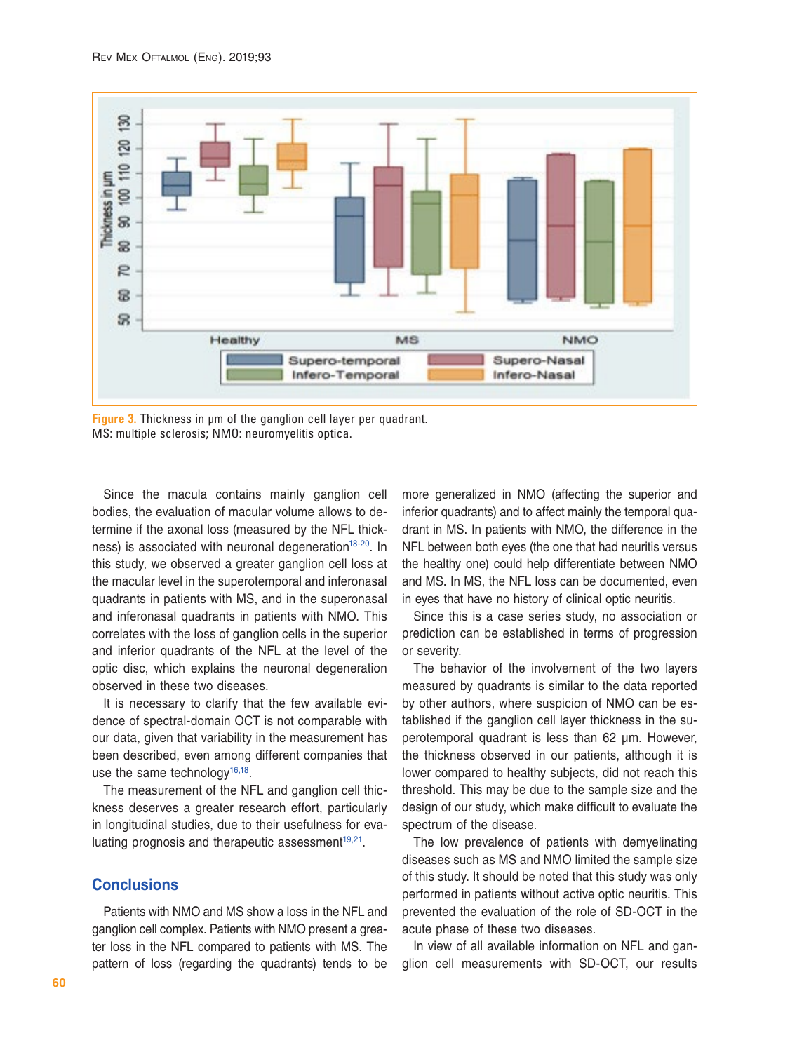**Figure 3.** Thickness in µm of the ganglion cell layer per quadrant.
MS: multiple sclerosis; NMO: neuromyelitis optica.

Since the macula contains mainly ganglion cell bodies, the evaluation of macular volume allows to determine if the axonal loss (measured by the NFL thickness) is associated with neuronal degeneration[18-20]. In this study, we observed a greater ganglion cell loss at the macular level in the superotemporal and inferonasal quadrants in patients with MS, and in the superonasal and inferonasal quadrants in patients with NMO. This correlates with the loss of ganglion cells in the superior and inferior quadrants of the NFL at the level of the optic disc, which explains the neuronal degeneration observed in these two diseases.

It is necessary to clarify that the few available evidence of spectral-domain OCT is not comparable with our data, given that variability in the measurement has been described, even among different companies that use the same technology[16,18].

The measurement of the NFL and ganglion cell thickness deserves a greater research effort, particularly in longitudinal studies, due to their usefulness for evaluating prognosis and therapeutic assessment[19,21].

## Conclusions

Patients with NMO and MS show a loss in the NFL and ganglion cell complex. Patients with NMO present a greater loss in the NFL compared to patients with MS. The pattern of loss (regarding the quadrants) tends to be more generalized in NMO (affecting the superior and inferior quadrants) and to affect mainly the temporal quadrant in MS. In patients with NMO, the difference in the NFL between both eyes (the one that had neuritis versus the healthy one) could help differentiate between NMO and MS. In MS, the NFL loss can be documented, even in eyes that have no history of clinical optic neuritis.

Since this is a case series study, no association or prediction can be established in terms of progression or severity.

The behavior of the involvement of the two layers measured by quadrants is similar to the data reported by other authors, where suspicion of NMO can be established if the ganglion cell layer thickness in the superotemporal quadrant is less than 62 µm. However, the thickness observed in our patients, although it is lower compared to healthy subjects, did not reach this threshold. This may be due to the sample size and the design of our study, which make difficult to evaluate the spectrum of the disease.

The low prevalence of patients with demyelinating diseases such as MS and NMO limited the sample size of this study. It should be noted that this study was only performed in patients without active optic neuritis. This prevented the evaluation of the role of SD-OCT in the acute phase of these two diseases.

In view of all available information on NFL and ganglion cell measurements with SD-OCT, our results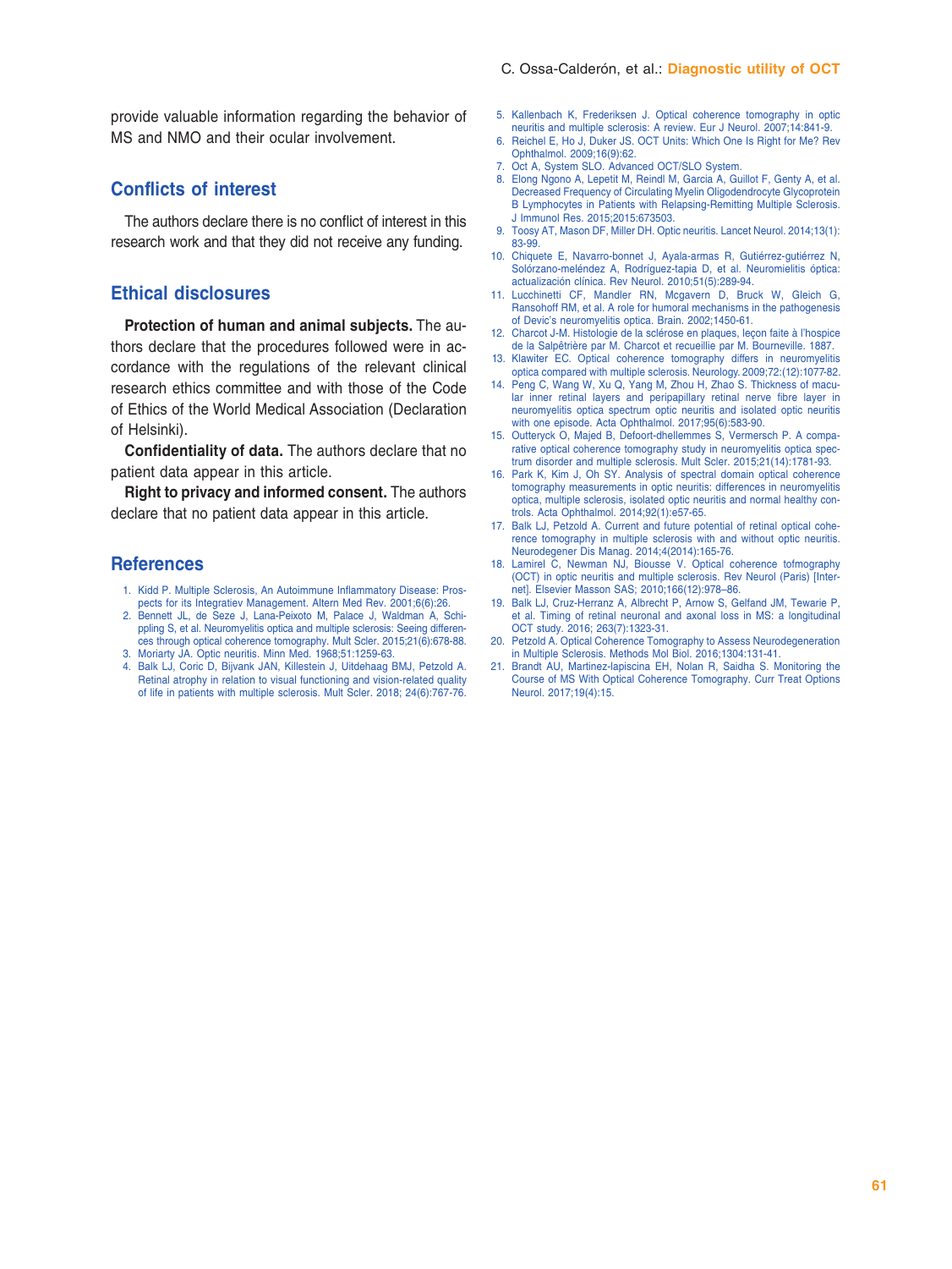provide valuable information regarding the behavior of MS and NMO and their ocular involvement.

## Conflicts of interest

The authors declare there is no conflict of interest in this research work and that they did not receive any funding.

## Ethical disclosures

**Protection of human and animal subjects.** The authors declare that the procedures followed were in accordance with the regulations of the relevant clinical research ethics committee and with those of the Code of Ethics of the World Medical Association (Declaration of Helsinki).

**Confidentiality of data.** The authors declare that no patient data appear in this article.

**Right to privacy and informed consent.** The authors declare that no patient data appear in this article.

## References

1. Kidd P. Multiple Sclerosis, An Autoimmune Inflammatory Disease: Prospects for its Integratiev Management. Altern Med Rev. 2001;6(6):26.
2. Bennett JL, de Seze J, Lana-Peixoto M, Palace J, Waldman A, Schippling S, et al. Neuromyelitis optica and multiple sclerosis: Seeing differences through optical coherence tomography. Mult Scler. 2015;21(6):678-88.
3. Moriarty JA. Optic neuritis. Minn Med. 1968;51:1259-63.
4. Balk LJ, Coric D, Bijvank JAN, Killestein J, Uitdehaag BMJ, Petzold A. Retinal atrophy in relation to visual functioning and vision-related quality of life in patients with multiple sclerosis. Mult Scler. 2018; 24(6):767-76.
5. Kallenbach K, Frederiksen J. Optical coherence tomography in optic neuritis and multiple sclerosis: A review. Eur J Neurol. 2007;14:841-9.
6. Reichel E, Ho J, Duker JS. OCT Units: Which One Is Right for Me? Rev Ophthalmol. 2009;16(9):62.
7. Oct A, System SLO. Advanced OCT/SLO System.
8. Elong Ngono A, Lepetit M, Reindl M, Garcia A, Guillot F, Genty A, et al. Decreased Frequency of Circulating Myelin Oligodendrocyte Glycoprotein B Lymphocytes in Patients with Relapsing-Remitting Multiple Sclerosis. J Immunol Res. 2015;2015:673503.
9. Toosy AT, Mason DF, Miller DH. Optic neuritis. Lancet Neurol. 2014;13(1):83-99.
10. Chiquete E, Navarro-bonnet J, Ayala-armas R, Gutiérrez-gutiérrez N, Solórzano-meléndez A, Rodríguez-tapia D, et al. Neuromielitis óptica: actualización clínica. Rev Neurol. 2010;51(5):289-94.
11. Lucchinetti CF, Mandler RN, Mcgavern D, Bruck W, Gleich G, Ransohoff RM, et al. A role for humoral mechanisms in the pathogenesis of Devic's neuromyelitis optica. Brain. 2002;1450-61.
12. Charcot J-M. Histologie de la sclérose en plaques, leçon faite à l'hospice de la Salpêtrière par M. Charcot et recueillie par M. Bourneville. 1887.
13. Klawiter EC. Optical coherence tomography differs in neuromyelitis optica compared with multiple sclerosis. Neurology. 2009;72:(12):1077-82.
14. Peng C, Wang W, Xu Q, Yang M, Zhou H, Zhao S. Thickness of macular inner retinal layers and peripapillary retinal nerve fibre layer in neuromyelitis optica spectrum optic neuritis and isolated optic neuritis with one episode. Acta Ophthalmol. 2017;95(6):583-90.
15. Outteryck O, Majed B, Defoort-dhellemmes S, Vermersch P. A comparative optical coherence tomography study in neuromyelitis optica spectrum disorder and multiple sclerosis. Mult Scler. 2015;21(14):1781-93.
16. Park K, Kim J, Oh SY. Analysis of spectral domain optical coherence tomography measurements in optic neuritis: differences in neuromyelitis optica, multiple sclerosis, isolated optic neuritis and normal healthy controls. Acta Ophthalmol. 2014;92(1):e57-65.
17. Balk LJ, Petzold A. Current and future potential of retinal optical coherence tomography in multiple sclerosis with and without optic neuritis. Neurodegener Dis Manag. 2014;4(2014):165-76.
18. Lamirel C, Newman NJ, Biousse V. Optical coherence tofmography (OCT) in optic neuritis and multiple sclerosis. Rev Neurol (Paris) [Internet]. Elsevier Masson SAS; 2010;166(12):978–86.
19. Balk LJ, Cruz-Herranz A, Albrecht P, Arnow S, Gelfand JM, Tewarie P, et al. Timing of retinal neuronal and axonal loss in MS: a longitudinal OCT study. 2016; 263(7):1323-31.
20. Petzold A. Optical Coherence Tomography to Assess Neurodegeneration in Multiple Sclerosis. Methods Mol Biol. 2016;1304:131-41.
21. Brandt AU, Martinez-lapiscina EH, Nolan R, Saidha S. Monitoring the Course of MS With Optical Coherence Tomography. Curr Treat Options Neurol. 2017;19(4):15.